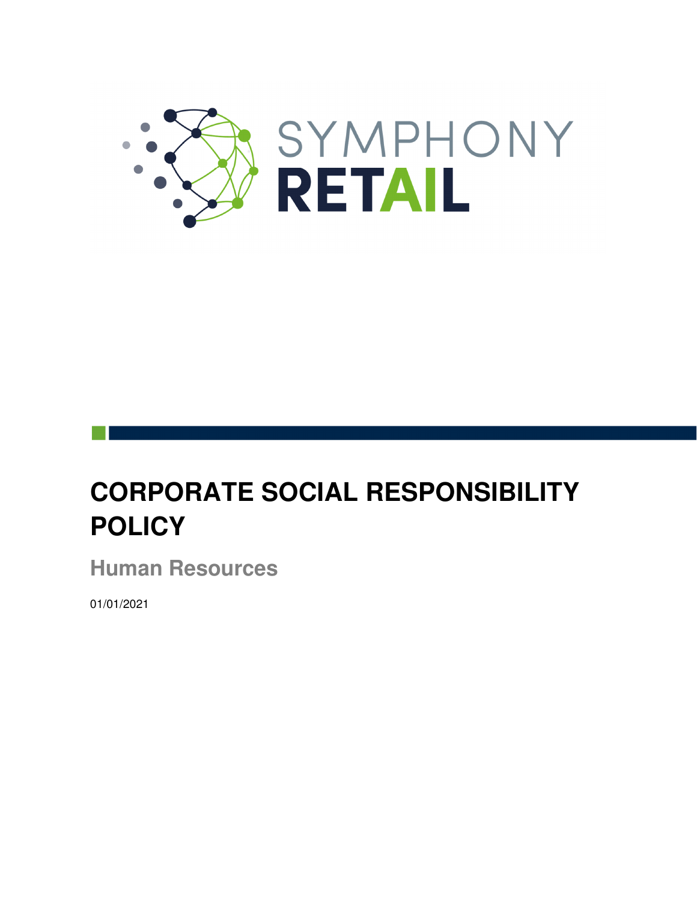SYMPHONY RETAIL

# CORPORATE SOCIAL RESPONSIBILITY POLICY

## Human Resources

01/01/2021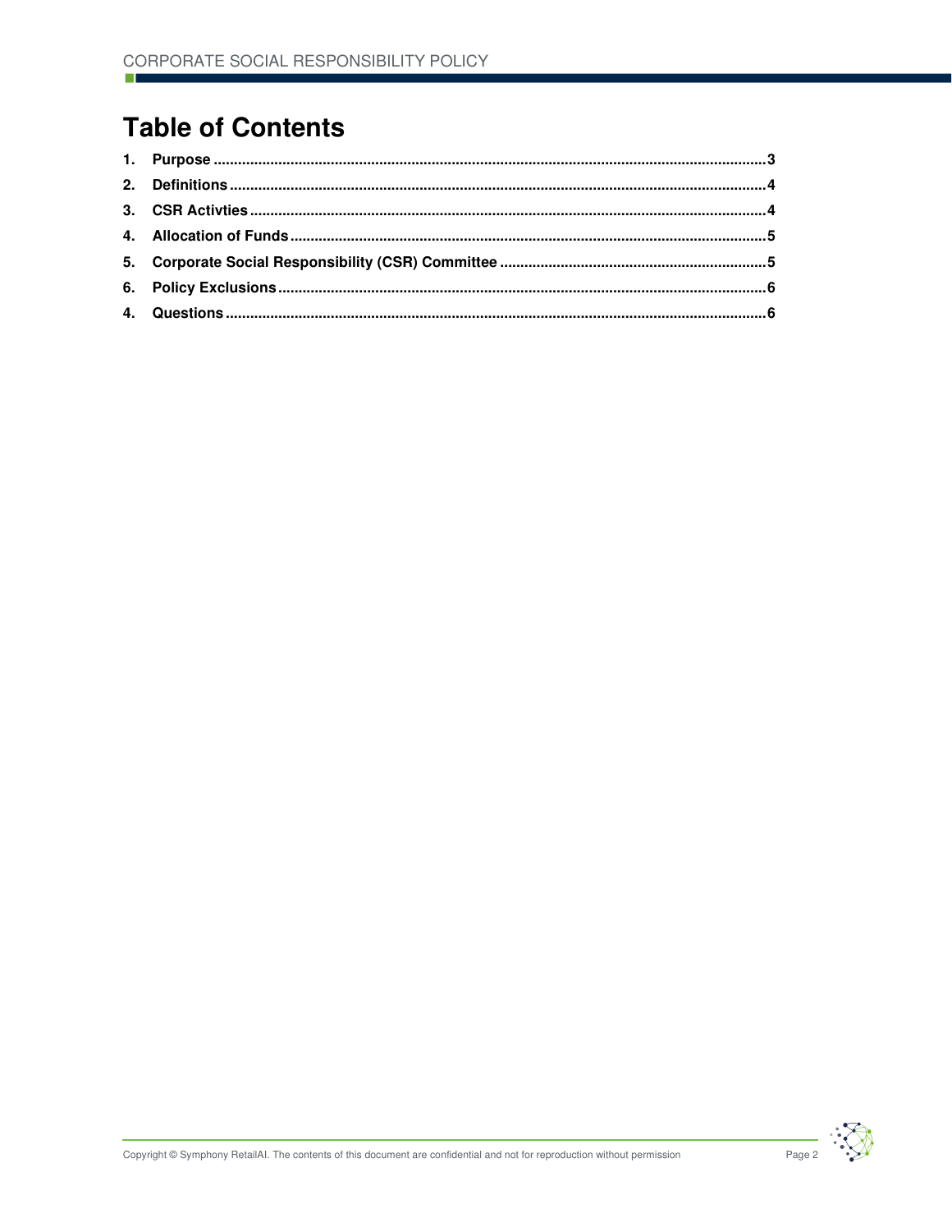# Table of Contents

1. **Purpose** ..................................................................................................................................3
2. **Definitions** ..............................................................................................................................4
3. **CSR Activties** ..........................................................................................................................4
4. **Allocation of Funds** ...............................................................................................................5
5. **Corporate Social Responsibility (CSR) Committee** ...........................................................5
6. **Policy Exclusions** ...................................................................................................................6
4. **Questions** ................................................................................................................................6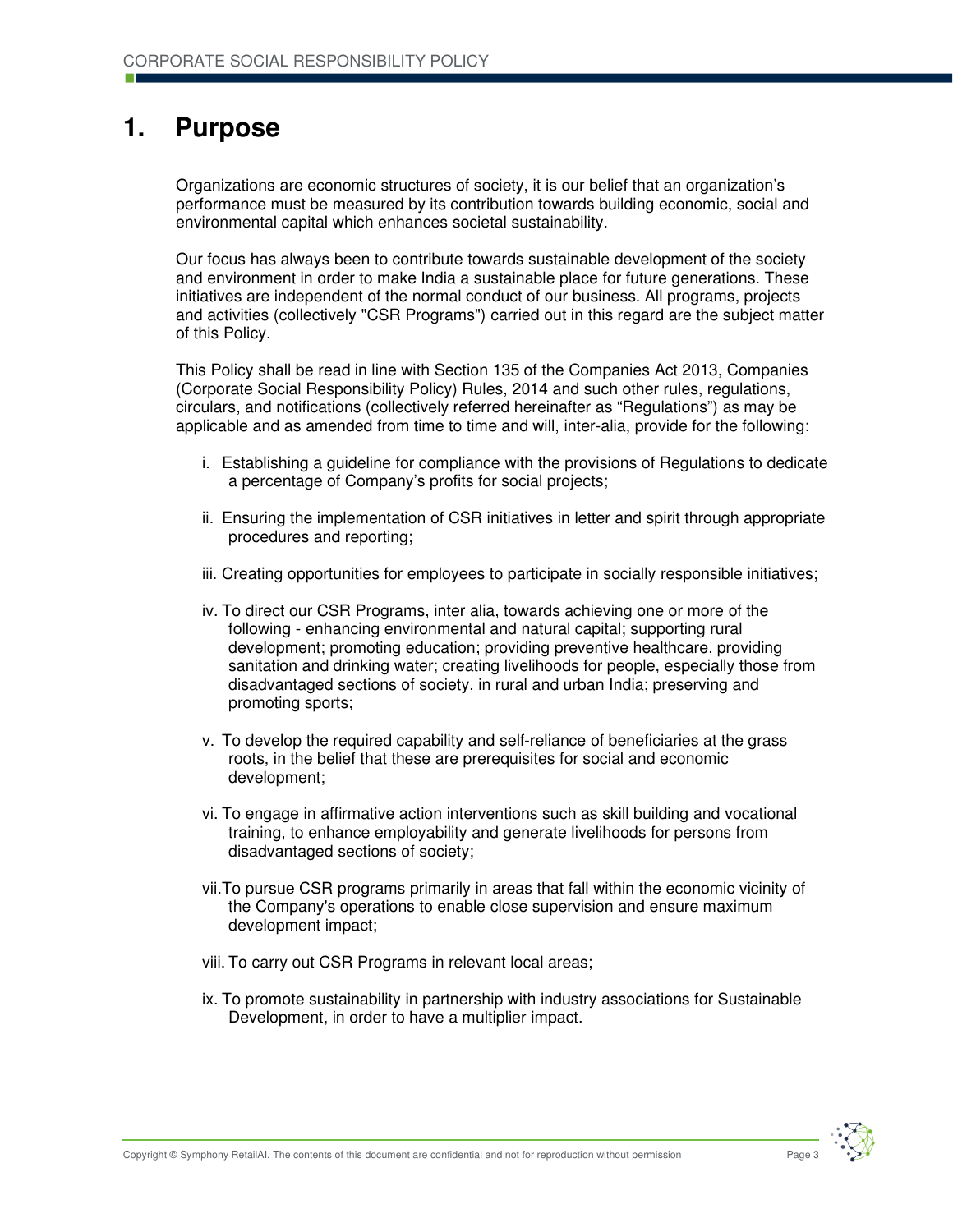# 1. Purpose

Organizations are economic structures of society, it is our belief that an organization's performance must be measured by its contribution towards building economic, social and environmental capital which enhances societal sustainability.

Our focus has always been to contribute towards sustainable development of the society and environment in order to make India a sustainable place for future generations. These initiatives are independent of the normal conduct of our business. All programs, projects and activities (collectively "CSR Programs") carried out in this regard are the subject matter of this Policy.

This Policy shall be read in line with Section 135 of the Companies Act 2013, Companies (Corporate Social Responsibility Policy) Rules, 2014 and such other rules, regulations, circulars, and notifications (collectively referred hereinafter as "Regulations") as may be applicable and as amended from time to time and will, inter-alia, provide for the following:

i. Establishing a guideline for compliance with the provisions of Regulations to dedicate a percentage of Company's profits for social projects;

ii. Ensuring the implementation of CSR initiatives in letter and spirit through appropriate procedures and reporting;

iii. Creating opportunities for employees to participate in socially responsible initiatives;

iv. To direct our CSR Programs, inter alia, towards achieving one or more of the following - enhancing environmental and natural capital; supporting rural development; promoting education; providing preventive healthcare, providing sanitation and drinking water; creating livelihoods for people, especially those from disadvantaged sections of society, in rural and urban India; preserving and promoting sports;

v. To develop the required capability and self-reliance of beneficiaries at the grass roots, in the belief that these are prerequisites for social and economic development;

vi. To engage in affirmative action interventions such as skill building and vocational training, to enhance employability and generate livelihoods for persons from disadvantaged sections of society;

vii. To pursue CSR programs primarily in areas that fall within the economic vicinity of the Company's operations to enable close supervision and ensure maximum development impact;

viii. To carry out CSR Programs in relevant local areas;

ix. To promote sustainability in partnership with industry associations for Sustainable Development, in order to have a multiplier impact.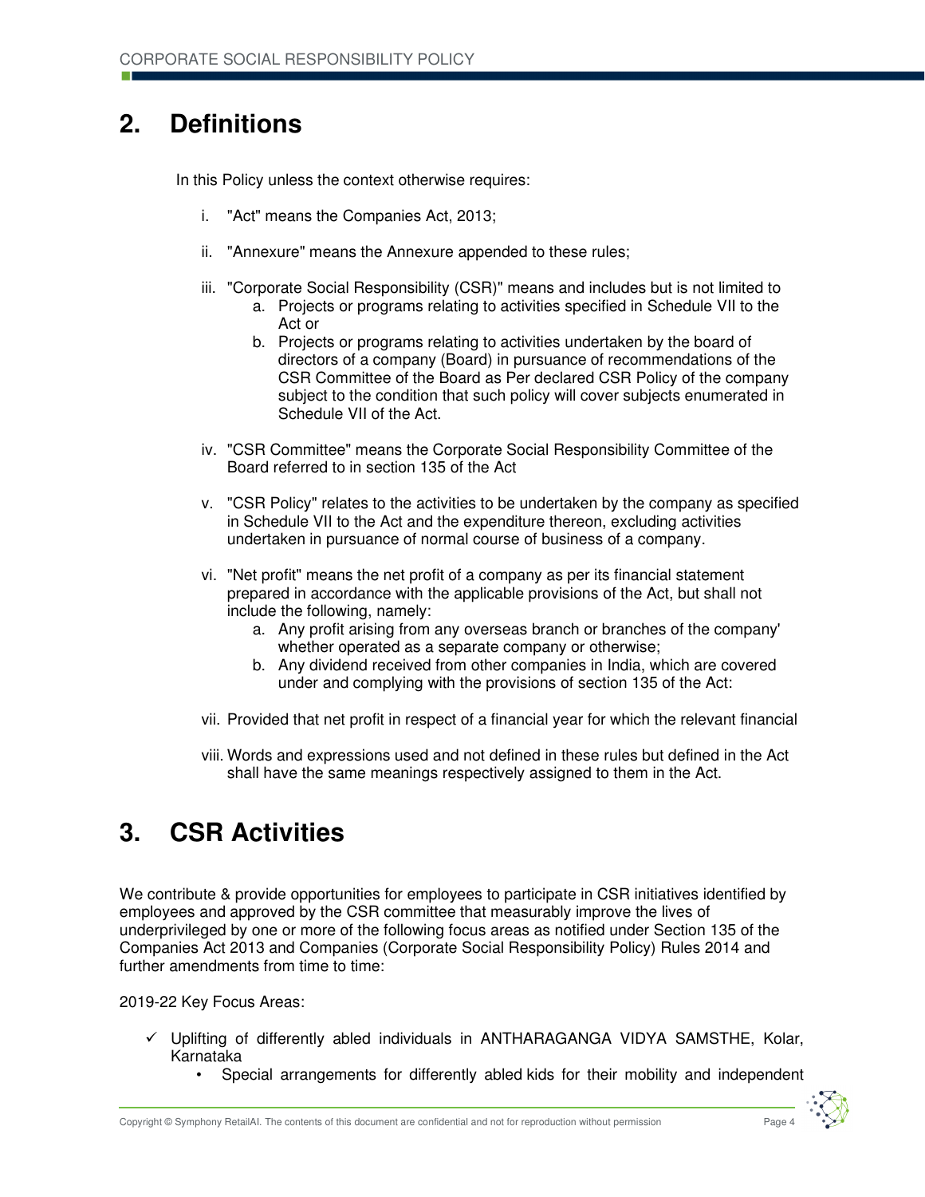## 2. Definitions

In this Policy unless the context otherwise requires:

i. "Act" means the Companies Act, 2013;

ii. "Annexure" means the Annexure appended to these rules;

iii. "Corporate Social Responsibility (CSR)" means and includes but is not limited to
   a. Projects or programs relating to activities specified in Schedule VII to the Act or
   b. Projects or programs relating to activities undertaken by the board of directors of a company (Board) in pursuance of recommendations of the CSR Committee of the Board as Per declared CSR Policy of the company subject to the condition that such policy will cover subjects enumerated in Schedule VII of the Act.

iv. "CSR Committee" means the Corporate Social Responsibility Committee of the Board referred to in section 135 of the Act

v. "CSR Policy" relates to the activities to be undertaken by the company as specified in Schedule VII to the Act and the expenditure thereon, excluding activities undertaken in pursuance of normal course of business of a company.

vi. "Net profit" means the net profit of a company as per its financial statement prepared in accordance with the applicable provisions of the Act, but shall not include the following, namely:
   a. Any profit arising from any overseas branch or branches of the company' whether operated as a separate company or otherwise;
   b. Any dividend received from other companies in India, which are covered under and complying with the provisions of section 135 of the Act:

vii. Provided that net profit in respect of a financial year for which the relevant financial

viii. Words and expressions used and not defined in these rules but defined in the Act shall have the same meanings respectively assigned to them in the Act.

## 3. CSR Activities

We contribute & provide opportunities for employees to participate in CSR initiatives identified by employees and approved by the CSR committee that measurably improve the lives of underprivileged by one or more of the following focus areas as notified under Section 135 of the Companies Act 2013 and Companies (Corporate Social Responsibility Policy) Rules 2014 and further amendments from time to time:

2019-22 Key Focus Areas:

- ✓ Uplifting of differently abled individuals in ANTHARAGANGA VIDYA SAMSTHE, Kolar, Karnataka
  - Special arrangements for differently abled kids for their mobility and independent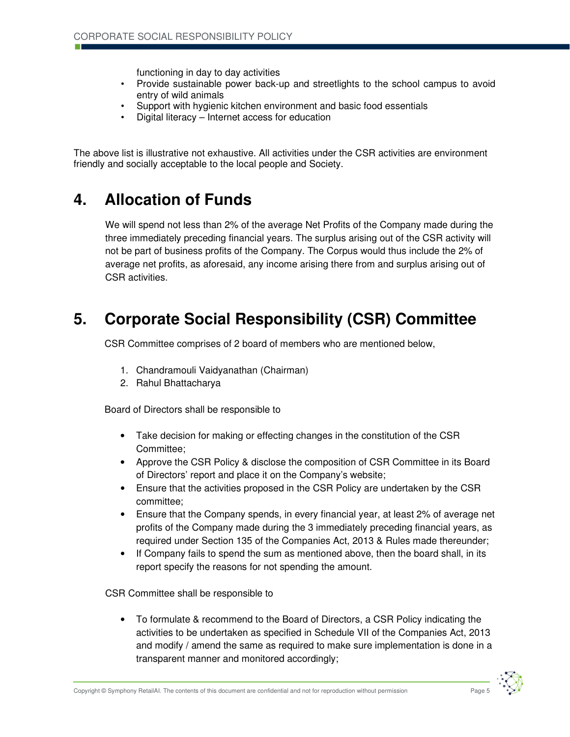functioning in day to day activities

- Provide sustainable power back-up and streetlights to the school campus to avoid entry of wild animals
- Support with hygienic kitchen environment and basic food essentials
- Digital literacy – Internet access for education

The above list is illustrative not exhaustive. All activities under the CSR activities are environment friendly and socially acceptable to the local people and Society.

# 4. Allocation of Funds

We will spend not less than 2% of the average Net Profits of the Company made during the three immediately preceding financial years. The surplus arising out of the CSR activity will not be part of business profits of the Company. The Corpus would thus include the 2% of average net profits, as aforesaid, any income arising there from and surplus arising out of CSR activities.

# 5. Corporate Social Responsibility (CSR) Committee

CSR Committee comprises of 2 board of members who are mentioned below,

1. Chandramouli Vaidyanathan (Chairman)
2. Rahul Bhattacharya

Board of Directors shall be responsible to

- Take decision for making or effecting changes in the constitution of the CSR Committee;
- Approve the CSR Policy & disclose the composition of CSR Committee in its Board of Directors' report and place it on the Company's website;
- Ensure that the activities proposed in the CSR Policy are undertaken by the CSR committee;
- Ensure that the Company spends, in every financial year, at least 2% of average net profits of the Company made during the 3 immediately preceding financial years, as required under Section 135 of the Companies Act, 2013 & Rules made thereunder;
- If Company fails to spend the sum as mentioned above, then the board shall, in its report specify the reasons for not spending the amount.

CSR Committee shall be responsible to

- To formulate & recommend to the Board of Directors, a CSR Policy indicating the activities to be undertaken as specified in Schedule VII of the Companies Act, 2013 and modify / amend the same as required to make sure implementation is done in a transparent manner and monitored accordingly;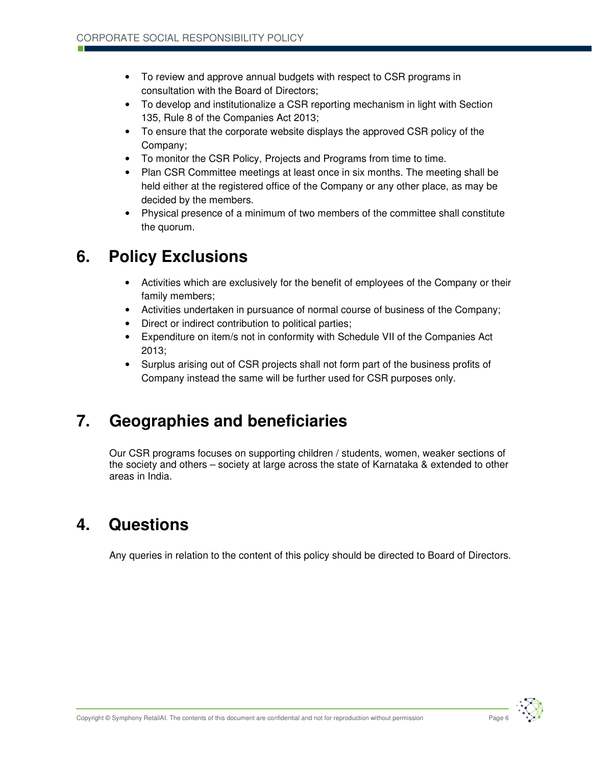- To review and approve annual budgets with respect to CSR programs in consultation with the Board of Directors;
- To develop and institutionalize a CSR reporting mechanism in light with Section 135, Rule 8 of the Companies Act 2013;
- To ensure that the corporate website displays the approved CSR policy of the Company;
- To monitor the CSR Policy, Projects and Programs from time to time.
- Plan CSR Committee meetings at least once in six months. The meeting shall be held either at the registered office of the Company or any other place, as may be decided by the members.
- Physical presence of a minimum of two members of the committee shall constitute the quorum.

# 6. Policy Exclusions

- Activities which are exclusively for the benefit of employees of the Company or their family members;
- Activities undertaken in pursuance of normal course of business of the Company;
- Direct or indirect contribution to political parties;
- Expenditure on item/s not in conformity with Schedule VII of the Companies Act 2013;
- Surplus arising out of CSR projects shall not form part of the business profits of Company instead the same will be further used for CSR purposes only.

# 7. Geographies and beneficiaries

Our CSR programs focuses on supporting children / students, women, weaker sections of the society and others – society at large across the state of Karnataka & extended to other areas in India.

# 4. Questions

Any queries in relation to the content of this policy should be directed to Board of Directors.